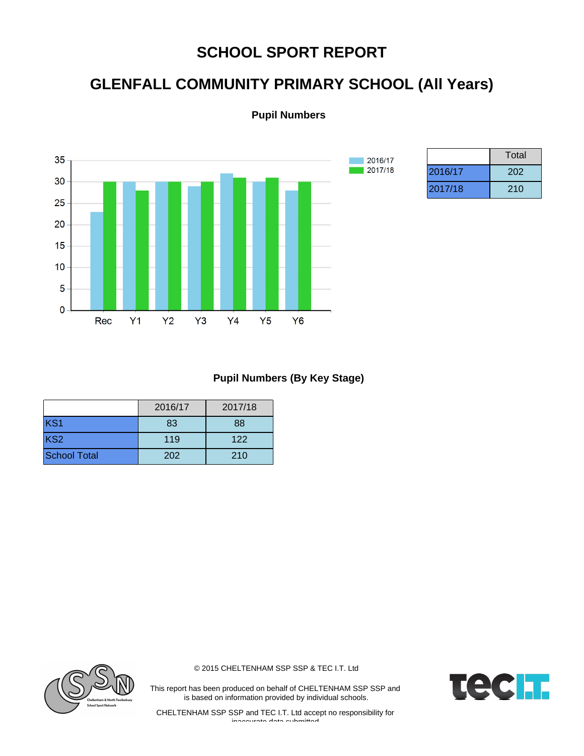# SCHOOL SPORT REPORT

## GLENFALL COMMUNITY PRIMARY SCHOOL (All Years)

### Pupil Numbers

| | Total |
|---|---|
| 2016/17 | 202 |
| 2017/18 | 210 |

### Pupil Numbers (By Key Stage)

| | 2016/17 | 2017/18 |
|---|---|---|
| KS1 | 83 | 88 |
| KS2 | 119 | 122 |
| School Total | 202 | 210 |

© 2015 CHELTENHAM SSP SSP & TEC I.T. Ltd

This report has been produced on behalf of CHELTENHAM SSP SSP and is based on information provided by individual schools.

CHELTENHAM SSP SSP and TEC I.T. Ltd accept no responsibility for inaccurate data submitted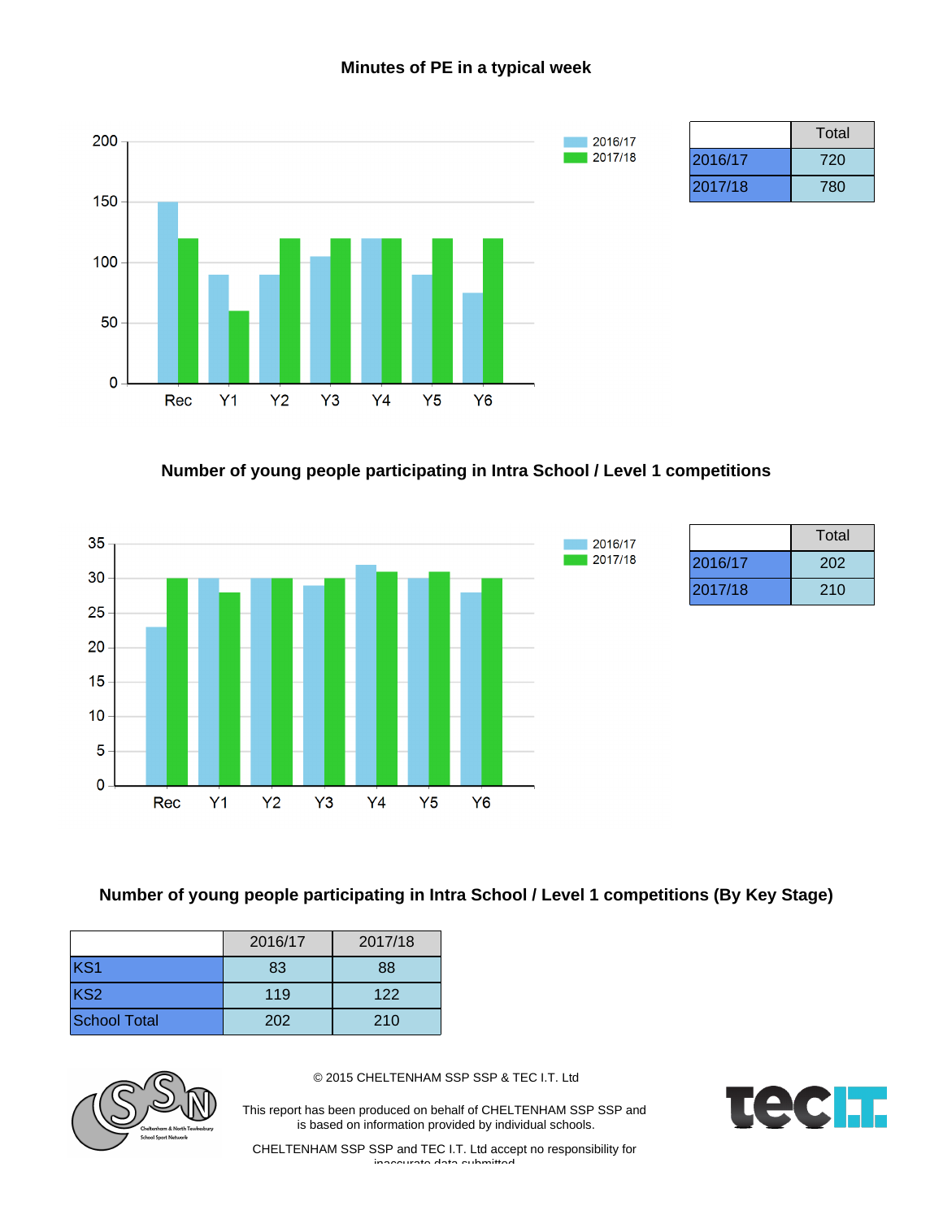## Minutes of PE in a typical week

| | Total |
|---|---|
| 2016/17 | 720 |
| 2017/18 | 780 |

## Number of young people participating in Intra School / Level 1 competitions

| | Total |
|---|---|
| 2016/17 | 202 |
| 2017/18 | 210 |

## Number of young people participating in Intra School / Level 1 competitions (By Key Stage)

| | 2016/17 | 2017/18 |
|---|---|---|
| KS1 | 83 | 88 |
| KS2 | 119 | 122 |
| School Total | 202 | 210 |

© 2015 CHELTENHAM SSP SSP & TEC I.T. Ltd

This report has been produced on behalf of CHELTENHAM SSP SSP and is based on information provided by individual schools.

CHELTENHAM SSP SSP and TEC I.T. Ltd accept no responsibility for inaccurate data submitted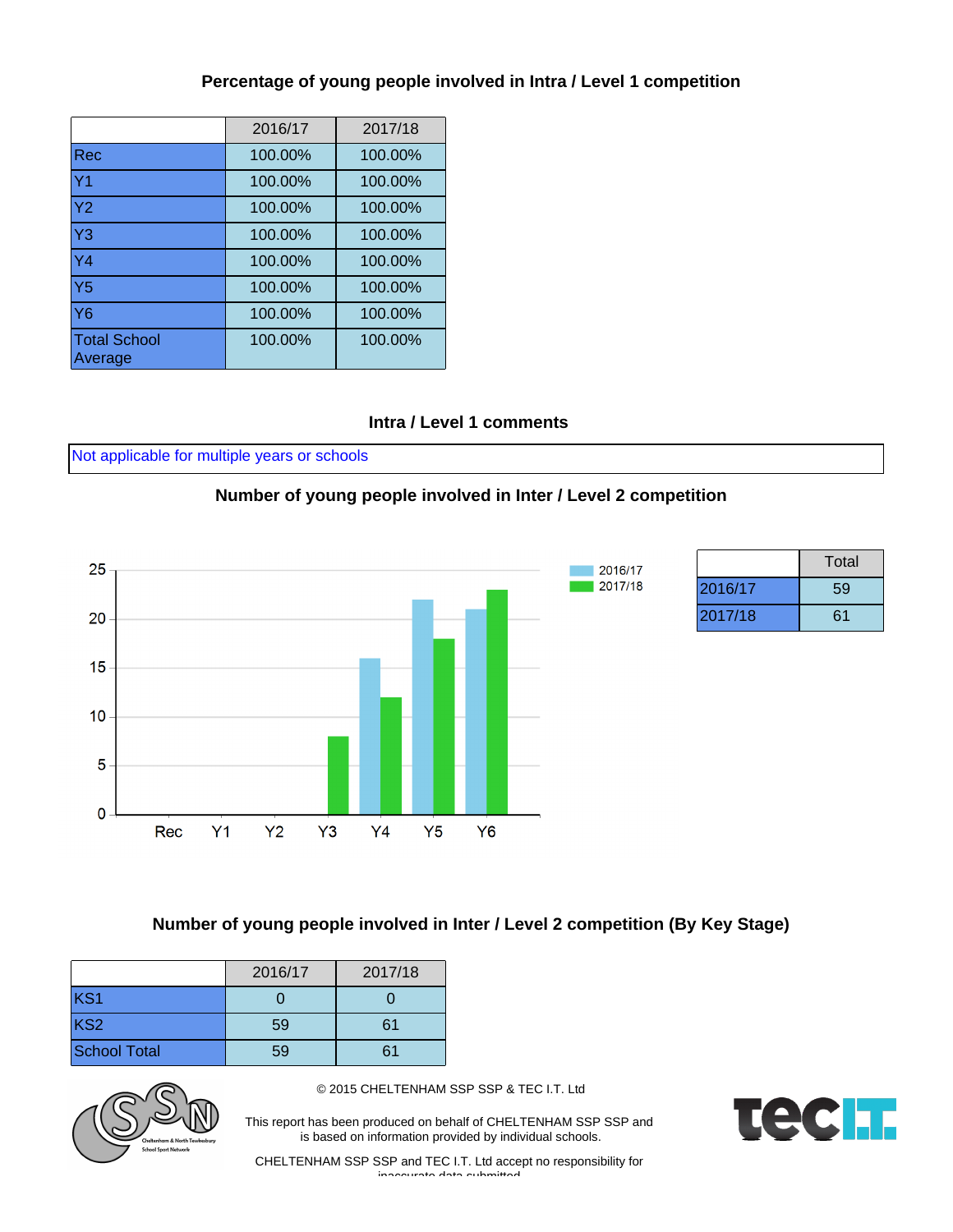## Percentage of young people involved in Intra / Level 1 competition

| | 2016/17 | 2017/18 |
|---|---|---|
| Rec | 100.00% | 100.00% |
| Y1 | 100.00% | 100.00% |
| Y2 | 100.00% | 100.00% |
| Y3 | 100.00% | 100.00% |
| Y4 | 100.00% | 100.00% |
| Y5 | 100.00% | 100.00% |
| Y6 | 100.00% | 100.00% |
| Total School Average | 100.00% | 100.00% |

## Intra / Level 1 comments

Not applicable for multiple years or schools

## Number of young people involved in Inter / Level 2 competition

| | Total |
|---|---|
| 2016/17 | 59 |
| 2017/18 | 61 |

## Number of young people involved in Inter / Level 2 competition (By Key Stage)

| | 2016/17 | 2017/18 |
|---|---|---|
| KS1 | 0 | 0 |
| KS2 | 59 | 61 |
| School Total | 59 | 61 |

© 2015 CHELTENHAM SSP SSP & TEC I.T. Ltd

This report has been produced on behalf of CHELTENHAM SSP SSP and is based on information provided by individual schools.

CHELTENHAM SSP SSP and TEC I.T. Ltd accept no responsibility for inaccurate data submitted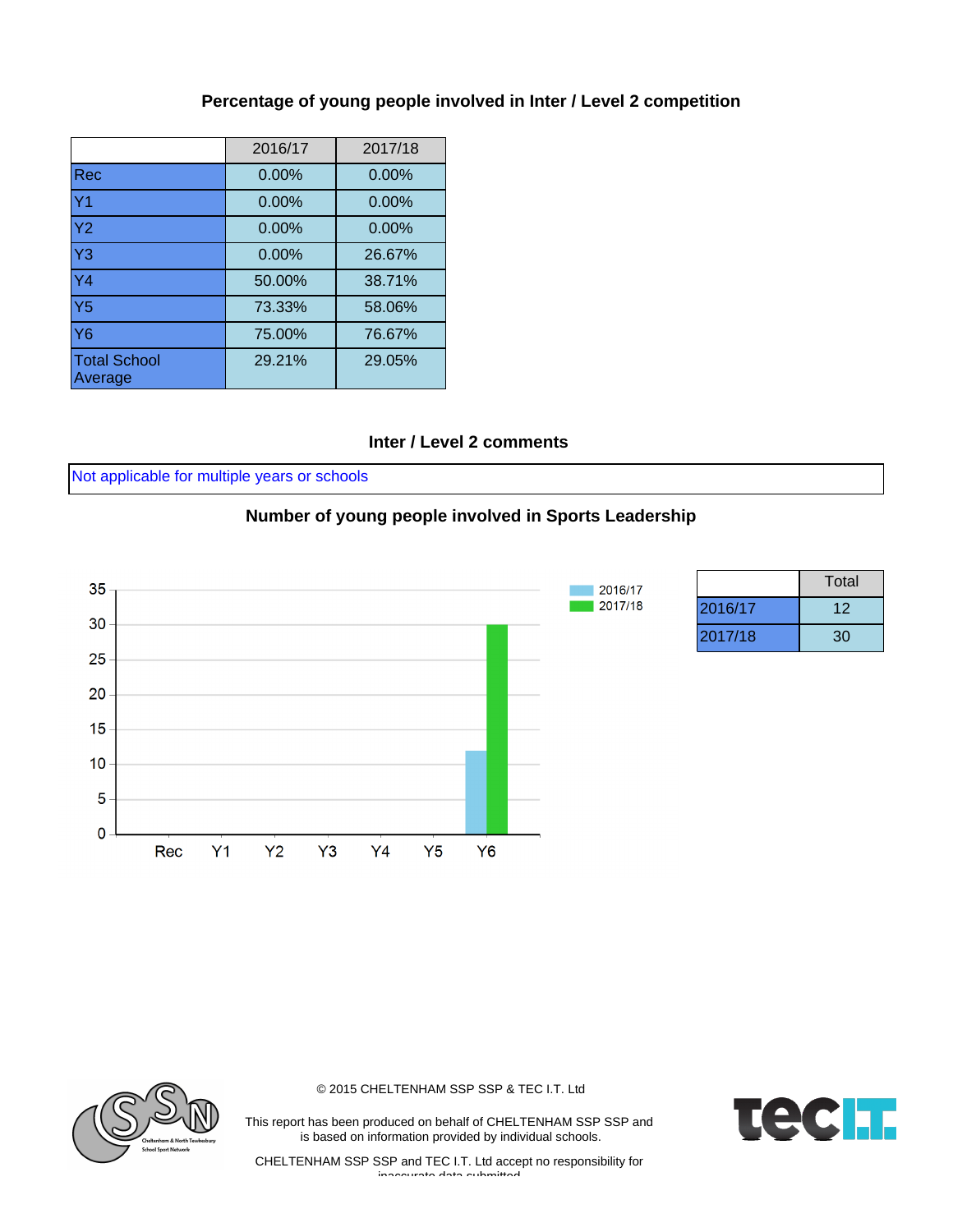## Percentage of young people involved in Inter / Level 2 competition

| | 2016/17 | 2017/18 |
|---|---|---|
| Rec | 0.00% | 0.00% |
| Y1 | 0.00% | 0.00% |
| Y2 | 0.00% | 0.00% |
| Y3 | 0.00% | 26.67% |
| Y4 | 50.00% | 38.71% |
| Y5 | 73.33% | 58.06% |
| Y6 | 75.00% | 76.67% |
| Total School Average | 29.21% | 29.05% |

## Inter / Level 2 comments

Not applicable for multiple years or schools

## Number of young people involved in Sports Leadership

| | Total |
|---|---|
| 2016/17 | 12 |
| 2017/18 | 30 |

© 2015 CHELTENHAM SSP SSP & TEC I.T. Ltd

This report has been produced on behalf of CHELTENHAM SSP SSP and is based on information provided by individual schools.

CHELTENHAM SSP SSP and TEC I.T. Ltd accept no responsibility for inaccurate data submitted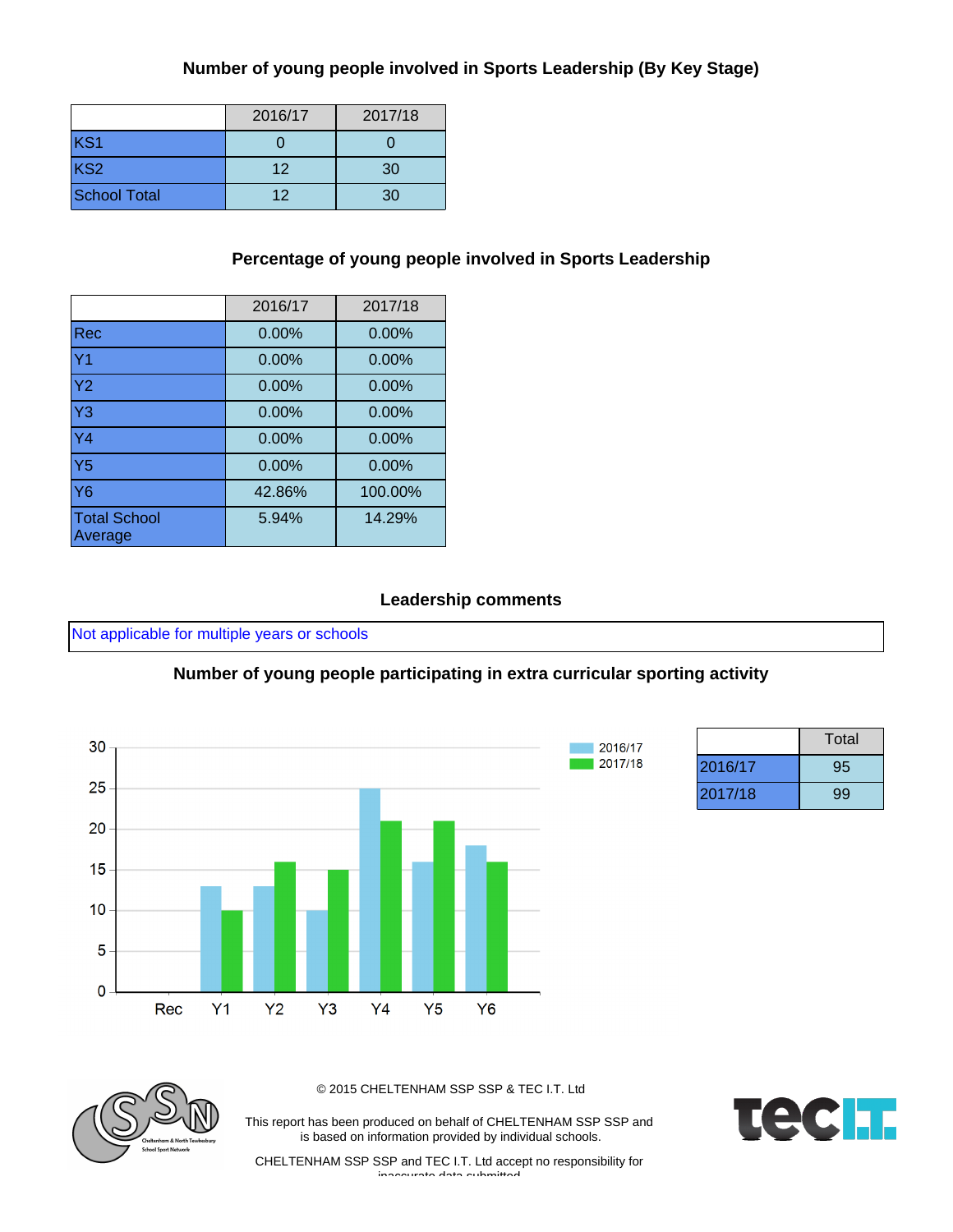### Number of young people involved in Sports Leadership (By Key Stage)

| | 2016/17 | 2017/18 |
|---|---|---|
| KS1 | 0 | 0 |
| KS2 | 12 | 30 |
| School Total | 12 | 30 |

### Percentage of young people involved in Sports Leadership

| | 2016/17 | 2017/18 |
|---|---|---|
| Rec | 0.00% | 0.00% |
| Y1 | 0.00% | 0.00% |
| Y2 | 0.00% | 0.00% |
| Y3 | 0.00% | 0.00% |
| Y4 | 0.00% | 0.00% |
| Y5 | 0.00% | 0.00% |
| Y6 | 42.86% | 100.00% |
| Total School Average | 5.94% | 14.29% |

### Leadership comments

Not applicable for multiple years or schools

### Number of young people participating in extra curricular sporting activity

| | Total |
|---|---|
| 2016/17 | 95 |
| 2017/18 | 99 |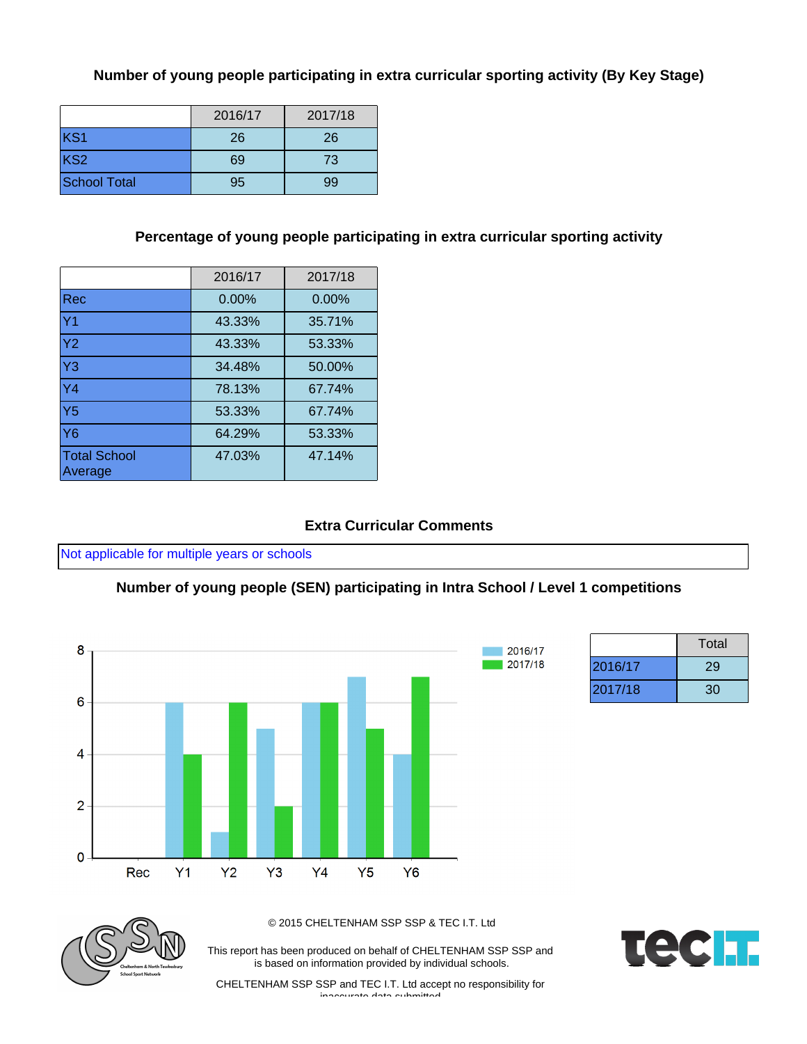## Number of young people participating in extra curricular sporting activity (By Key Stage)

| | 2016/17 | 2017/18 |
|---|---|---|
| KS1 | 26 | 26 |
| KS2 | 69 | 73 |
| School Total | 95 | 99 |

## Percentage of young people participating in extra curricular sporting activity

| | 2016/17 | 2017/18 |
|---|---|---|
| Rec | 0.00% | 0.00% |
| Y1 | 43.33% | 35.71% |
| Y2 | 43.33% | 53.33% |
| Y3 | 34.48% | 50.00% |
| Y4 | 78.13% | 67.74% |
| Y5 | 53.33% | 67.74% |
| Y6 | 64.29% | 53.33% |
| Total School Average | 47.03% | 47.14% |

## Extra Curricular Comments

Not applicable for multiple years or schools

## Number of young people (SEN) participating in Intra School / Level 1 competitions

| | 2016/17 | 2017/18 |
|---|---|---|
| Rec | 0 | 0 |
| Y1 | 6 | 4 |
| Y2 | 1 | 6 |
| Y3 | 5 | 2 |
| Y4 | 6 | 6 |
| Y5 | 7 | 5 |
| Y6 | 4 | 7 |

| | Total |
|---|---|
| 2016/17 | 29 |
| 2017/18 | 30 |

© 2015 CHELTENHAM SSP SSP & TEC I.T. Ltd

This report has been produced on behalf of CHELTENHAM SSP SSP and is based on information provided by individual schools.

CHELTENHAM SSP SSP and TEC I.T. Ltd accept no responsibility for inaccurate data submitted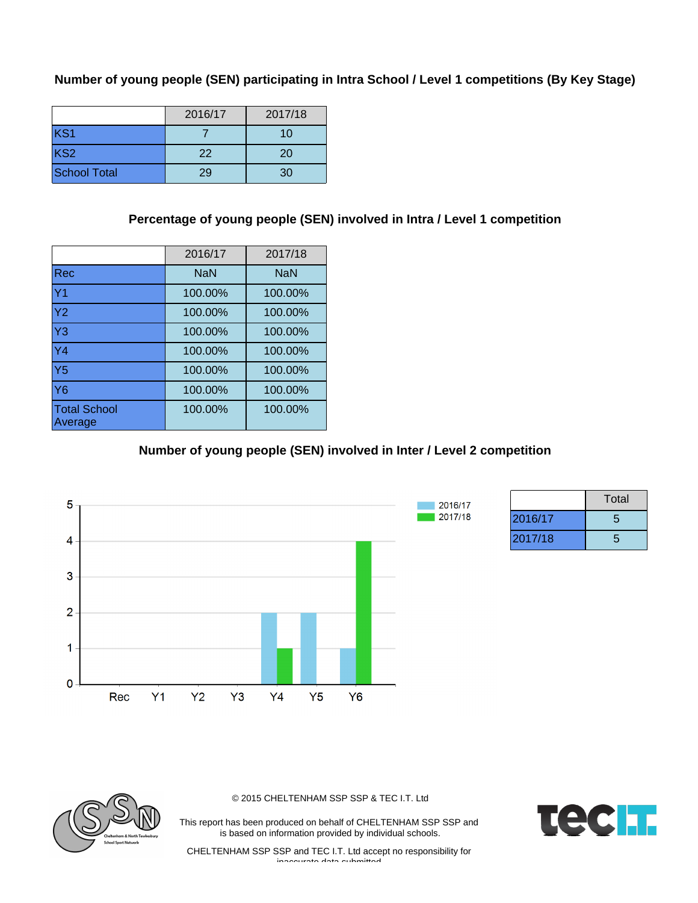### Number of young people (SEN) participating in Intra School / Level 1 competitions (By Key Stage)

| | 2016/17 | 2017/18 |
|---|---|---|
| KS1 | 7 | 10 |
| KS2 | 22 | 20 |
| School Total | 29 | 30 |

### Percentage of young people (SEN) involved in Intra / Level 1 competition

| | 2016/17 | 2017/18 |
|---|---|---|
| Rec | NaN | NaN |
| Y1 | 100.00% | 100.00% |
| Y2 | 100.00% | 100.00% |
| Y3 | 100.00% | 100.00% |
| Y4 | 100.00% | 100.00% |
| Y5 | 100.00% | 100.00% |
| Y6 | 100.00% | 100.00% |
| Total School Average | 100.00% | 100.00% |

### Number of young people (SEN) involved in Inter / Level 2 competition

| | 2016/17 | 2017/18 |
|---|---|---|
| Rec | 0 | 0 |
| Y1 | 0 | 0 |
| Y2 | 0 | 0 |
| Y3 | 0 | 0 |
| Y4 | 2 | 1 |
| Y5 | 2 | 0 |
| Y6 | 1 | 4 |

| | Total |
|---|---|
| 2016/17 | 5 |
| 2017/18 | 5 |

© 2015 CHELTENHAM SSP SSP & TEC I.T. Ltd

This report has been produced on behalf of CHELTENHAM SSP SSP and is based on information provided by individual schools.

CHELTENHAM SSP SSP and TEC I.T. Ltd accept no responsibility for inaccurate data submitted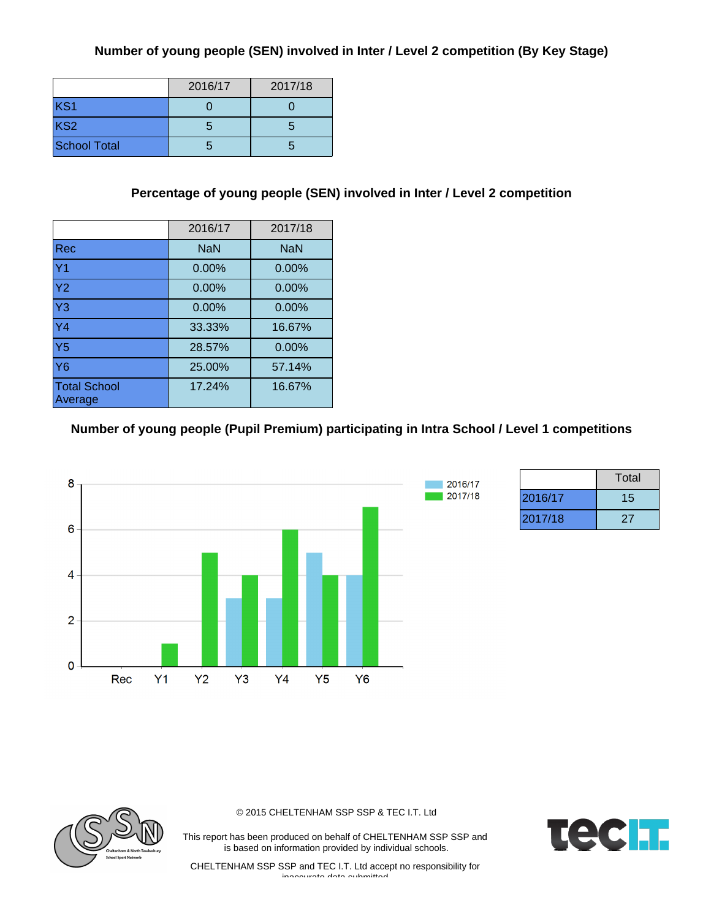## Number of young people (SEN) involved in Inter / Level 2 competition (By Key Stage)

| | 2016/17 | 2017/18 |
|---|---|---|
| KS1 | 0 | 0 |
| KS2 | 5 | 5 |
| School Total | 5 | 5 |

## Percentage of young people (SEN) involved in Inter / Level 2 competition

| | 2016/17 | 2017/18 |
|---|---|---|
| Rec | NaN | NaN |
| Y1 | 0.00% | 0.00% |
| Y2 | 0.00% | 0.00% |
| Y3 | 0.00% | 0.00% |
| Y4 | 33.33% | 16.67% |
| Y5 | 28.57% | 0.00% |
| Y6 | 25.00% | 57.14% |
| Total School Average | 17.24% | 16.67% |

## Number of young people (Pupil Premium) participating in Intra School / Level 1 competitions

| | 2016/17 | 2017/18 |
|---|---|---|
| Rec | 0 | 0 |
| Y1 | 0 | 1 |
| Y2 | 0 | 5 |
| Y3 | 3 | 4 |
| Y4 | 3 | 6 |
| Y5 | 5 | 4 |
| Y6 | 4 | 7 |

| | Total |
|---|---|
| 2016/17 | 15 |
| 2017/18 | 27 |

© 2015 CHELTENHAM SSP SSP & TEC I.T. Ltd

This report has been produced on behalf of CHELTENHAM SSP SSP and is based on information provided by individual schools.

CHELTENHAM SSP SSP and TEC I.T. Ltd accept no responsibility for inaccurate data submitted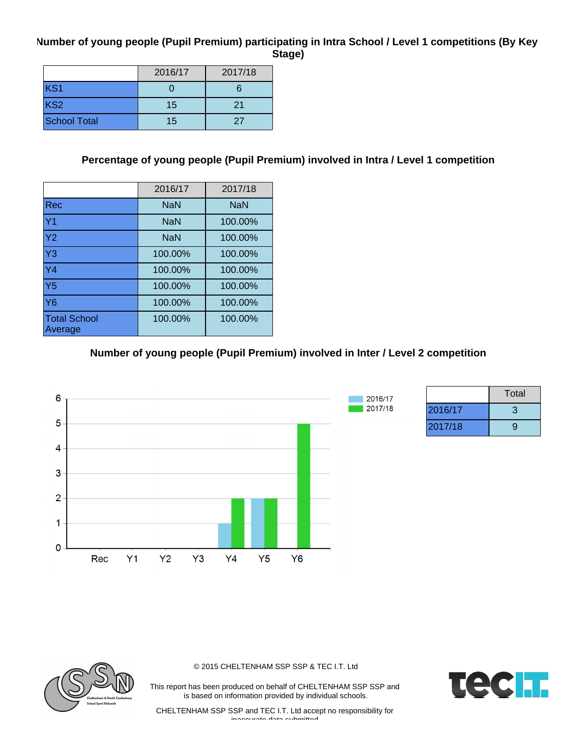### Number of young people (Pupil Premium) participating in Intra School / Level 1 competitions (By Key Stage)

| | 2016/17 | 2017/18 |
|---|---|---|
| KS1 | 0 | 6 |
| KS2 | 15 | 21 |
| School Total | 15 | 27 |

### Percentage of young people (Pupil Premium) involved in Intra / Level 1 competition

| | 2016/17 | 2017/18 |
|---|---|---|
| Rec | NaN | NaN |
| Y1 | NaN | 100.00% |
| Y2 | NaN | 100.00% |
| Y3 | 100.00% | 100.00% |
| Y4 | 100.00% | 100.00% |
| Y5 | 100.00% | 100.00% |
| Y6 | 100.00% | 100.00% |
| Total School Average | 100.00% | 100.00% |

### Number of young people (Pupil Premium) involved in Inter / Level 2 competition

| | 2016/17 | 2017/18 |
|---|---|---|
| Rec | 0 | 0 |
| Y1 | 0 | 0 |
| Y2 | 0 | 0 |
| Y3 | 0 | 0 |
| Y4 | 1 | 2 |
| Y5 | 2 | 2 |
| Y6 | 0 | 5 |

| | Total |
|---|---|
| 2016/17 | 3 |
| 2017/18 | 9 |

© 2015 CHELTENHAM SSP SSP & TEC I.T. Ltd

This report has been produced on behalf of CHELTENHAM SSP SSP and is based on information provided by individual schools.

CHELTENHAM SSP SSP and TEC I.T. Ltd accept no responsibility for inaccurate data submitted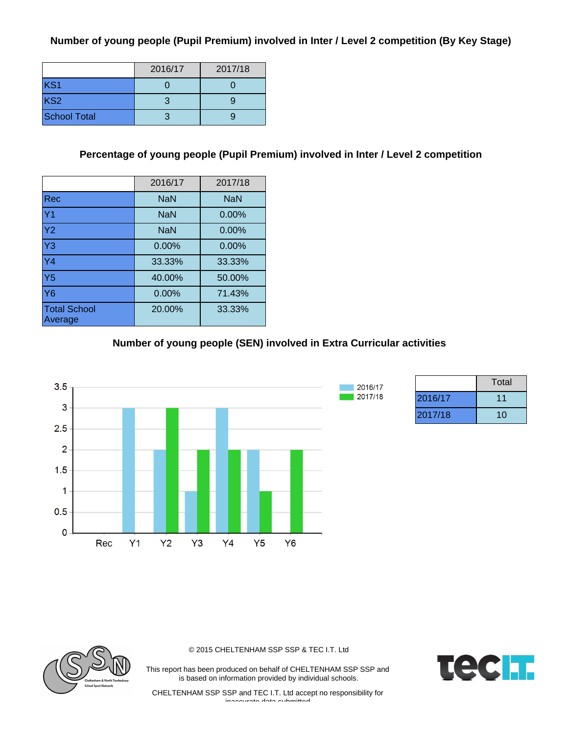**Number of young people (Pupil Premium) involved in Inter / Level 2 competition (By Key Stage)**

| | 2016/17 | 2017/18 |
|---|---|---|
| KS1 | 0 | 0 |
| KS2 | 3 | 9 |
| School Total | 3 | 9 |

**Percentage of young people (Pupil Premium) involved in Inter / Level 2 competition**

| | 2016/17 | 2017/18 |
|---|---|---|
| Rec | NaN | NaN |
| Y1 | NaN | 0.00% |
| Y2 | NaN | 0.00% |
| Y3 | 0.00% | 0.00% |
| Y4 | 33.33% | 33.33% |
| Y5 | 40.00% | 50.00% |
| Y6 | 0.00% | 71.43% |
| Total School Average | 20.00% | 33.33% |

**Number of young people (SEN) involved in Extra Curricular activities**

| | 2016/17 | 2017/18 |
|---|---|---|
| Rec | 0 | 0 |
| Y1 | 3 | 0 |
| Y2 | 2 | 3 |
| Y3 | 1 | 2 |
| Y4 | 3 | 2 |
| Y5 | 2 | 1 |
| Y6 | 0 | 2 |

| | Total |
|---|---|
| 2016/17 | 11 |
| 2017/18 | 10 |

© 2015 CHELTENHAM SSP SSP & TEC I.T. Ltd

This report has been produced on behalf of CHELTENHAM SSP SSP and is based on information provided by individual schools.

CHELTENHAM SSP SSP and TEC I.T. Ltd accept no responsibility for inaccurate data submitted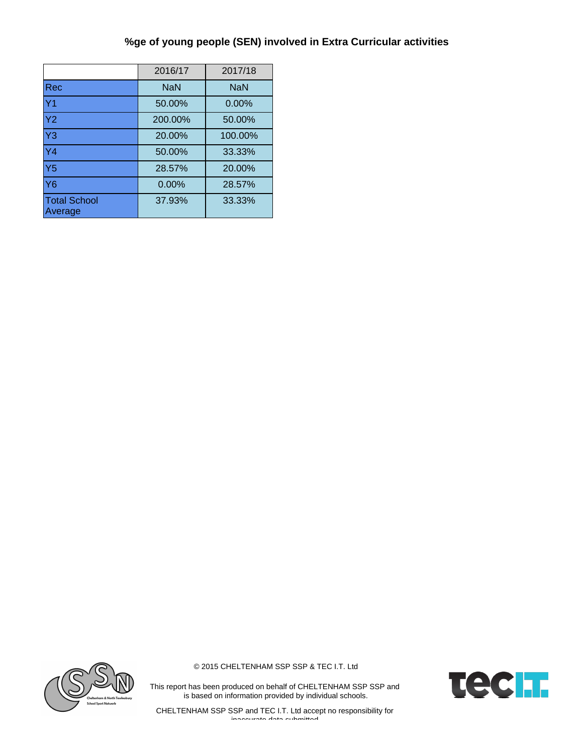## %ge of young people (SEN) involved in Extra Curricular activities

| | 2016/17 | 2017/18 |
|---|---|---|
| Rec | NaN | NaN |
| Y1 | 50.00% | 0.00% |
| Y2 | 200.00% | 50.00% |
| Y3 | 20.00% | 100.00% |
| Y4 | 50.00% | 33.33% |
| Y5 | 28.57% | 20.00% |
| Y6 | 0.00% | 28.57% |
| Total School Average | 37.93% | 33.33% |

© 2015 CHELTENHAM SSP SSP & TEC I.T. Ltd

This report has been produced on behalf of CHELTENHAM SSP SSP and is based on information provided by individual schools.

CHELTENHAM SSP SSP and TEC I.T. Ltd accept no responsibility for inaccurate data submitted